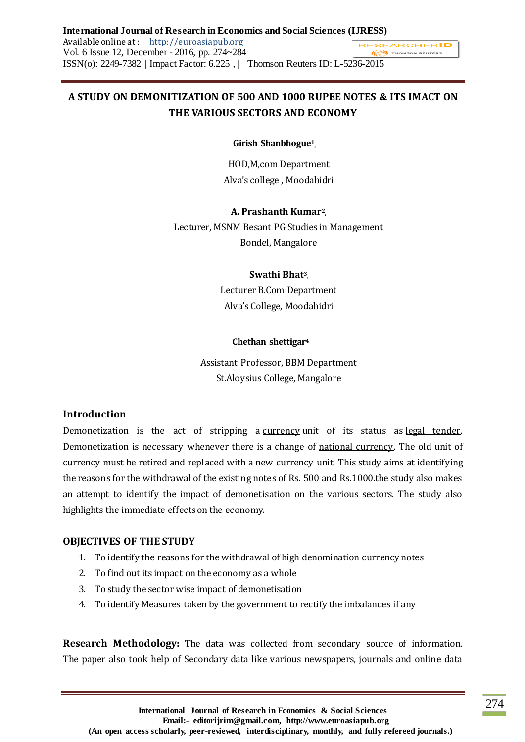# A STUDY ON DEMONITIZATION OF 500 AND 1000 RUPEE NOTES & ITS IMACT ON THE VARIOUS SECTORS AND ECONOMY

**Girish Shanbhogue**[1],

HOD,M,com Department

Alva's college , Moodabidri

**A. Prashanth Kumar**[2],

Lecturer, MSNM Besant PG Studies in Management

Bondel, Mangalore

**Swathi Bhat**[3],

Lecturer B.Com Department

Alva's College, Moodabidri

**Chethan shettigar**[4]

Assistant Professor, BBM Department

St.Aloysius College, Mangalore

## Introduction

Demonetization is the act of stripping a currency unit of its status as legal tender. Demonetization is necessary whenever there is a change of national currency. The old unit of currency must be retired and replaced with a new currency unit. This study aims at identifying the reasons for the withdrawal of the existing notes of Rs. 500 and Rs.1000.the study also makes an attempt to identify the impact of demonetisation on the various sectors. The study also highlights the immediate effects on the economy.

## OBJECTIVES OF THE STUDY

1. To identify the reasons for the withdrawal of high denomination currency notes
2. To find out its impact on the economy as a whole
3. To study the sector wise impact of demonetisation
4. To identify Measures taken by the government to rectify the imbalances if any

**Research Methodology:** The data was collected from secondary source of information. The paper also took help of Secondary data like various newspapers, journals and online data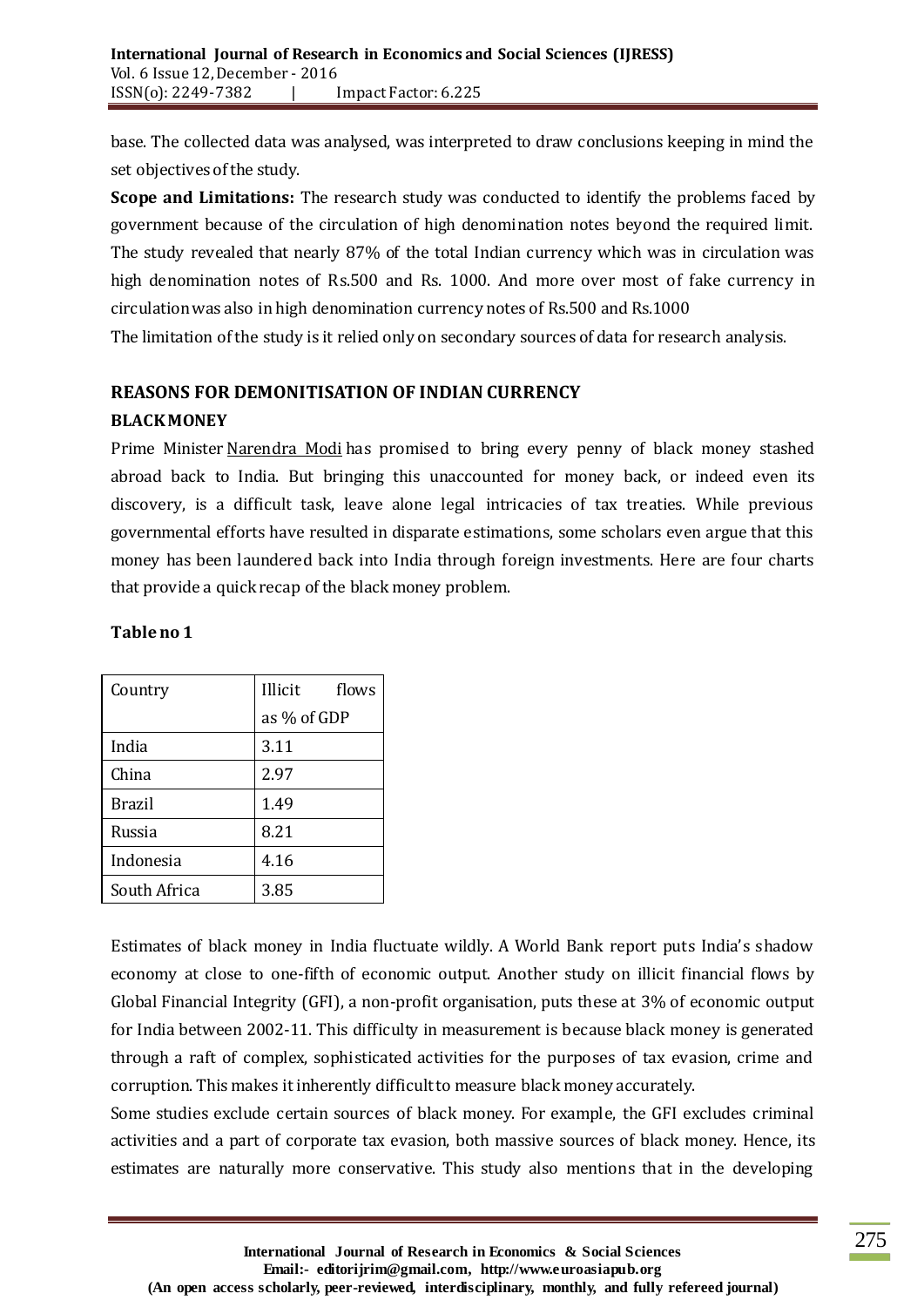base. The collected data was analysed, was interpreted to draw conclusions keeping in mind the set objectives of the study.

**Scope and Limitations:** The research study was conducted to identify the problems faced by government because of the circulation of high denomination notes beyond the required limit. The study revealed that nearly 87% of the total Indian currency which was in circulation was high denomination notes of Rs.500 and Rs. 1000. And more over most of fake currency in circulation was also in high denomination currency notes of Rs.500 and Rs.1000

The limitation of the study is it relied only on secondary sources of data for research analysis.

## REASONS FOR DEMONITISATION OF INDIAN CURRENCY

### BLACK MONEY

Prime Minister Narendra Modi has promised to bring every penny of black money stashed abroad back to India. But bringing this unaccounted for money back, or indeed even its discovery, is a difficult task, leave alone legal intricacies of tax treaties. While previous governmental efforts have resulted in disparate estimations, some scholars even argue that this money has been laundered back into India through foreign investments. Here are four charts that provide a quick recap of the black money problem.

**Table no 1**

| Country | Illicit flows as % of GDP |
|---|---|
| India | 3.11 |
| China | 2.97 |
| Brazil | 1.49 |
| Russia | 8.21 |
| Indonesia | 4.16 |
| South Africa | 3.85 |

Estimates of black money in India fluctuate wildly. A World Bank report puts India's shadow economy at close to one-fifth of economic output. Another study on illicit financial flows by Global Financial Integrity (GFI), a non-profit organisation, puts these at 3% of economic output for India between 2002-11. This difficulty in measurement is because black money is generated through a raft of complex, sophisticated activities for the purposes of tax evasion, crime and corruption. This makes it inherently difficult to measure black money accurately.

Some studies exclude certain sources of black money. For example, the GFI excludes criminal activities and a part of corporate tax evasion, both massive sources of black money. Hence, its estimates are naturally more conservative. This study also mentions that in the developing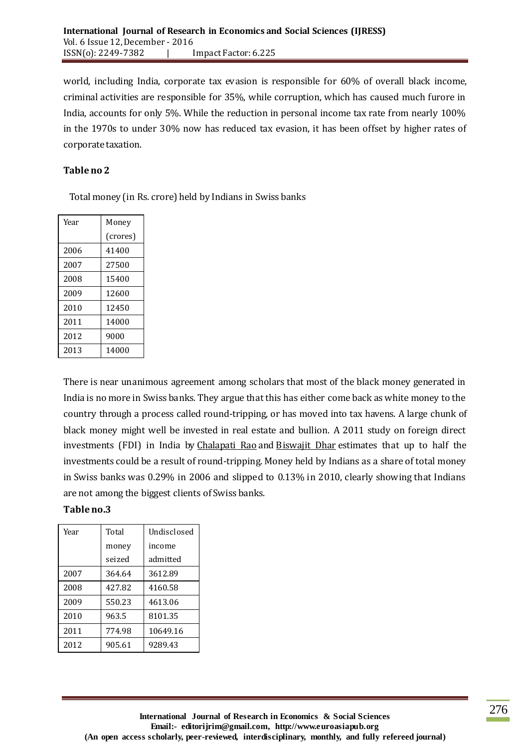world, including India, corporate tax evasion is responsible for 60% of overall black income, criminal activities are responsible for 35%, while corruption, which has caused much furore in India, accounts for only 5%. While the reduction in personal income tax rate from nearly 100% in the 1970s to under 30% now has reduced tax evasion, it has been offset by higher rates of corporate taxation.

**Table no 2**

Total money (in Rs. crore) held by Indians in Swiss banks

| Year | Money (crores) |
|---|---|
| 2006 | 41400 |
| 2007 | 27500 |
| 2008 | 15400 |
| 2009 | 12600 |
| 2010 | 12450 |
| 2011 | 14000 |
| 2012 | 9000 |
| 2013 | 14000 |

There is near unanimous agreement among scholars that most of the black money generated in India is no more in Swiss banks. They argue that this has either come back as white money to the country through a process called round-tripping, or has moved into tax havens. A large chunk of black money might well be invested in real estate and bullion. A 2011 study on foreign direct investments (FDI) in India by Chalapati Rao and Biswajit Dhar estimates that up to half the investments could be a result of round-tripping. Money held by Indians as a share of total money in Swiss banks was 0.29% in 2006 and slipped to 0.13% in 2010, clearly showing that Indians are not among the biggest clients of Swiss banks.

**Table no.3**

| Year | Total money seized | Undisclosed income admitted |
|---|---|---|
| 2007 | 364.64 | 3612.89 |
| 2008 | 427.82 | 4160.58 |
| 2009 | 550.23 | 4613.06 |
| 2010 | 963.5 | 8101.35 |
| 2011 | 774.98 | 10649.16 |
| 2012 | 905.61 | 9289.43 |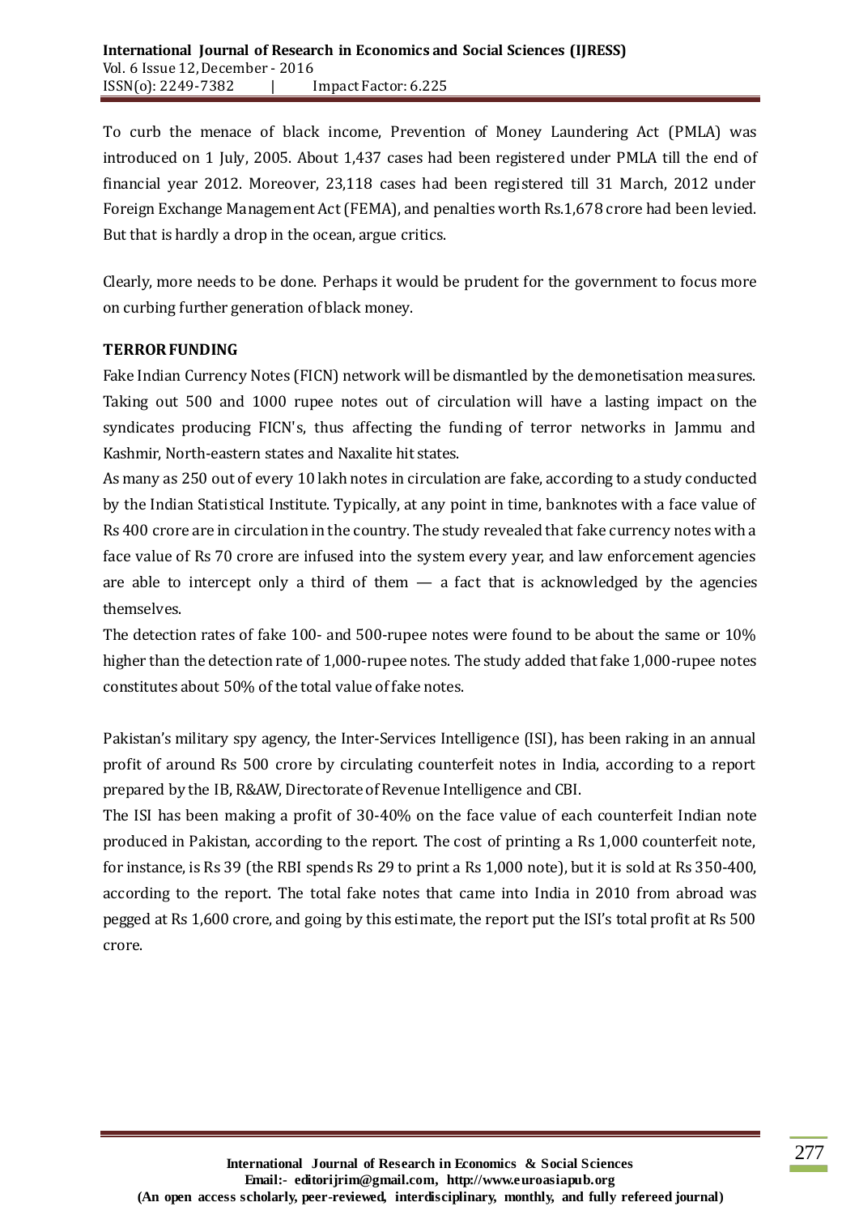To curb the menace of black income, Prevention of Money Laundering Act (PMLA) was introduced on 1 July, 2005. About 1,437 cases had been registered under PMLA till the end of financial year 2012. Moreover, 23,118 cases had been registered till 31 March, 2012 under Foreign Exchange Management Act (FEMA), and penalties worth Rs.1,678 crore had been levied. But that is hardly a drop in the ocean, argue critics.

Clearly, more needs to be done. Perhaps it would be prudent for the government to focus more on curbing further generation of black money.

**TERROR FUNDING**

Fake Indian Currency Notes (FICN) network will be dismantled by the demonetisation measures. Taking out 500 and 1000 rupee notes out of circulation will have a lasting impact on the syndicates producing FICN's, thus affecting the funding of terror networks in Jammu and Kashmir, North-eastern states and Naxalite hit states.

As many as 250 out of every 10 lakh notes in circulation are fake, according to a study conducted by the Indian Statistical Institute. Typically, at any point in time, banknotes with a face value of Rs 400 crore are in circulation in the country. The study revealed that fake currency notes with a face value of Rs 70 crore are infused into the system every year, and law enforcement agencies are able to intercept only a third of them — a fact that is acknowledged by the agencies themselves.

The detection rates of fake 100- and 500-rupee notes were found to be about the same or 10% higher than the detection rate of 1,000-rupee notes. The study added that fake 1,000-rupee notes constitutes about 50% of the total value of fake notes.

Pakistan's military spy agency, the Inter-Services Intelligence (ISI), has been raking in an annual profit of around Rs 500 crore by circulating counterfeit notes in India, according to a report prepared by the IB, R&AW, Directorate of Revenue Intelligence and CBI.

The ISI has been making a profit of 30-40% on the face value of each counterfeit Indian note produced in Pakistan, according to the report. The cost of printing a Rs 1,000 counterfeit note, for instance, is Rs 39 (the RBI spends Rs 29 to print a Rs 1,000 note), but it is sold at Rs 350-400, according to the report. The total fake notes that came into India in 2010 from abroad was pegged at Rs 1,600 crore, and going by this estimate, the report put the ISI's total profit at Rs 500 crore.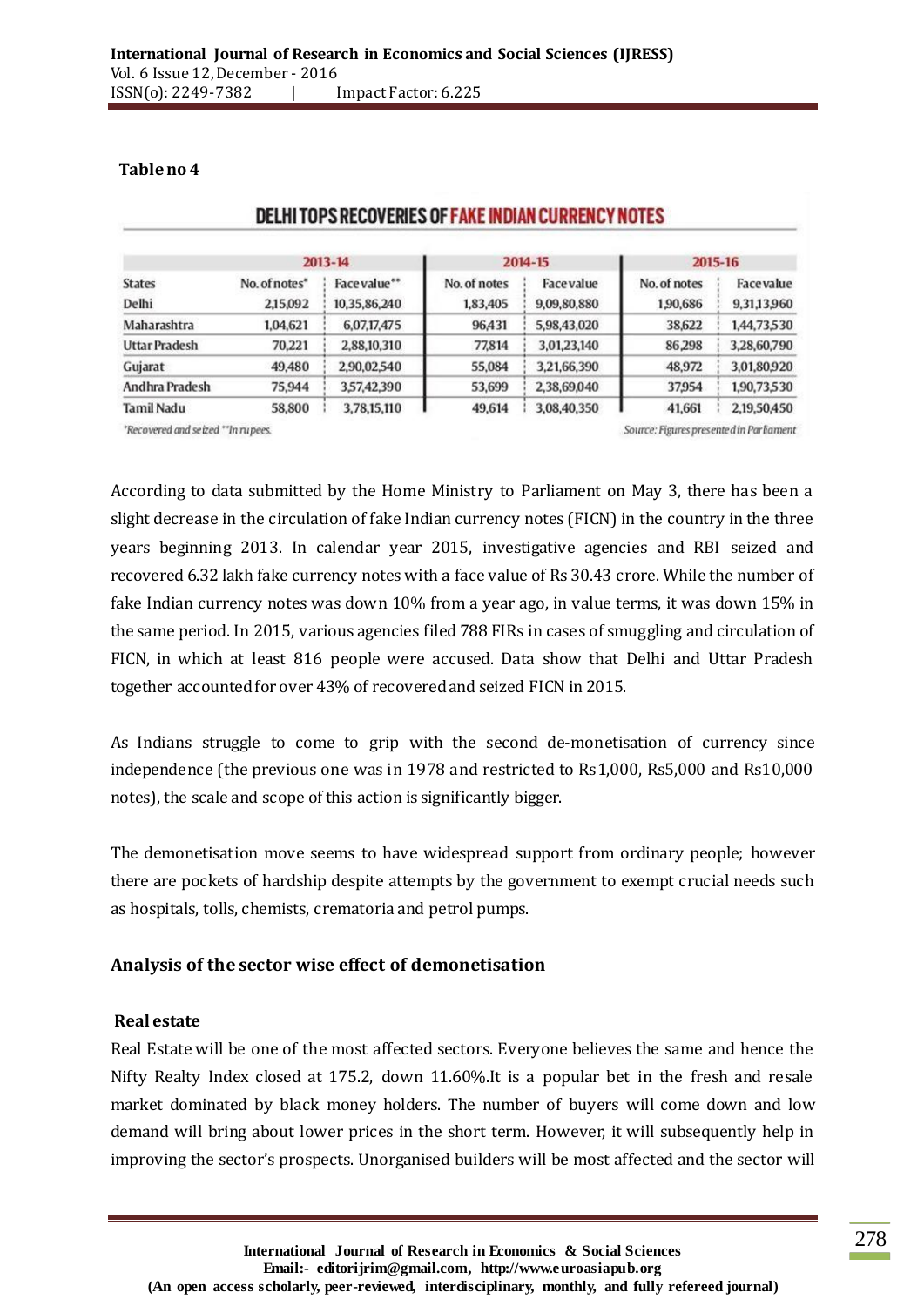**Table no 4**

**DELHI TOPS RECOVERIES OF FAKE INDIAN CURRENCY NOTES**

| | 2013-14 | | 2014-15 | | 2015-16 | |
|---|---|---|---|---|---|---|
| States | No. of notes* | Face value** | No. of notes | Face value | No. of notes | Face value |
| Delhi | 2,15,092 | 10,35,86,240 | 1,83,405 | 9,09,80,880 | 1,90,686 | 9,31,13,960 |
| Maharashtra | 1,04,621 | 6,07,17,475 | 96,431 | 5,98,43,020 | 38,622 | 1,44,73,530 |
| Uttar Pradesh | 70,221 | 2,88,10,310 | 77,814 | 3,01,23,140 | 86,298 | 3,28,60,790 |
| Gujarat | 49,480 | 2,90,02,540 | 55,084 | 3,21,66,390 | 48,972 | 3,01,80,920 |
| Andhra Pradesh | 75,944 | 3,57,42,390 | 53,699 | 2,38,69,040 | 37,954 | 1,90,73,530 |
| Tamil Nadu | 58,800 | 3,78,15,110 | 49,614 | 3,08,40,350 | 41,661 | 2,19,50,450 |

*Recovered and seized **In rupees.

Source: Figures presented in Parliament

According to data submitted by the Home Ministry to Parliament on May 3, there has been a slight decrease in the circulation of fake Indian currency notes (FICN) in the country in the three years beginning 2013. In calendar year 2015, investigative agencies and RBI seized and recovered 6.32 lakh fake currency notes with a face value of Rs 30.43 crore. While the number of fake Indian currency notes was down 10% from a year ago, in value terms, it was down 15% in the same period. In 2015, various agencies filed 788 FIRs in cases of smuggling and circulation of FICN, in which at least 816 people were accused. Data show that Delhi and Uttar Pradesh together accounted for over 43% of recovered and seized FICN in 2015.

As Indians struggle to come to grip with the second de-monetisation of currency since independence (the previous one was in 1978 and restricted to Rs1,000, Rs5,000 and Rs10,000 notes), the scale and scope of this action is significantly bigger.

The demonetisation move seems to have widespread support from ordinary people; however there are pockets of hardship despite attempts by the government to exempt crucial needs such as hospitals, tolls, chemists, crematoria and petrol pumps.

## Analysis of the sector wise effect of demonetisation

### Real estate

Real Estate will be one of the most affected sectors. Everyone believes the same and hence the Nifty Realty Index closed at 175.2, down 11.60%.It is a popular bet in the fresh and resale market dominated by black money holders. The number of buyers will come down and low demand will bring about lower prices in the short term. However, it will subsequently help in improving the sector's prospects. Unorganised builders will be most affected and the sector will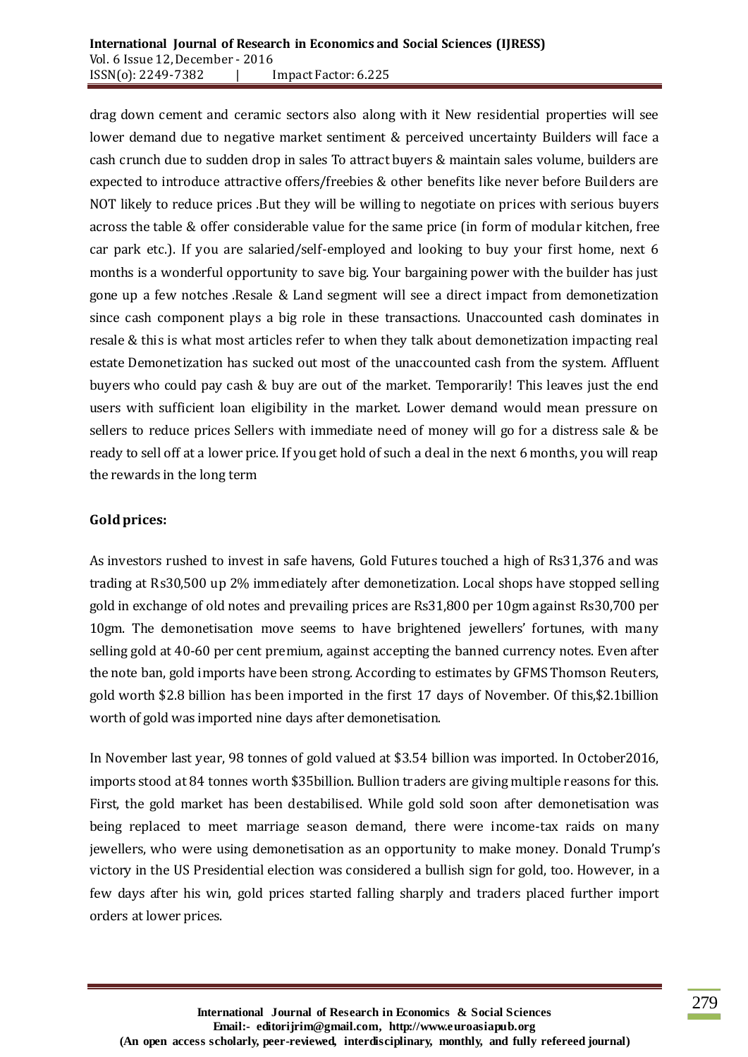drag down cement and ceramic sectors also along with it New residential properties will see lower demand due to negative market sentiment & perceived uncertainty Builders will face a cash crunch due to sudden drop in sales To attract buyers & maintain sales volume, builders are expected to introduce attractive offers/freebies & other benefits like never before Builders are NOT likely to reduce prices .But they will be willing to negotiate on prices with serious buyers across the table & offer considerable value for the same price (in form of modular kitchen, free car park etc.). If you are salaried/self-employed and looking to buy your first home, next 6 months is a wonderful opportunity to save big. Your bargaining power with the builder has just gone up a few notches .Resale & Land segment will see a direct impact from demonetization since cash component plays a big role in these transactions. Unaccounted cash dominates in resale & this is what most articles refer to when they talk about demonetization impacting real estate Demonetization has sucked out most of the unaccounted cash from the system. Affluent buyers who could pay cash & buy are out of the market. Temporarily! This leaves just the end users with sufficient loan eligibility in the market. Lower demand would mean pressure on sellers to reduce prices Sellers with immediate need of money will go for a distress sale & be ready to sell off at a lower price. If you get hold of such a deal in the next 6 months, you will reap the rewards in the long term

**Gold prices:**

As investors rushed to invest in safe havens, Gold Futures touched a high of Rs31,376 and was trading at Rs30,500 up 2% immediately after demonetization. Local shops have stopped selling gold in exchange of old notes and prevailing prices are Rs31,800 per 10gm against Rs30,700 per 10gm. The demonetisation move seems to have brightened jewellers' fortunes, with many selling gold at 40-60 per cent premium, against accepting the banned currency notes. Even after the note ban, gold imports have been strong. According to estimates by GFMS Thomson Reuters, gold worth $2.8 billion has been imported in the first 17 days of November. Of this,$2.1billion worth of gold was imported nine days after demonetisation.

In November last year, 98 tonnes of gold valued at $3.54 billion was imported. In October2016, imports stood at 84 tonnes worth $35billion. Bullion traders are giving multiple reasons for this. First, the gold market has been destabilised. While gold sold soon after demonetisation was being replaced to meet marriage season demand, there were income-tax raids on many jewellers, who were using demonetisation as an opportunity to make money. Donald Trump's victory in the US Presidential election was considered a bullish sign for gold, too. However, in a few days after his win, gold prices started falling sharply and traders placed further import orders at lower prices.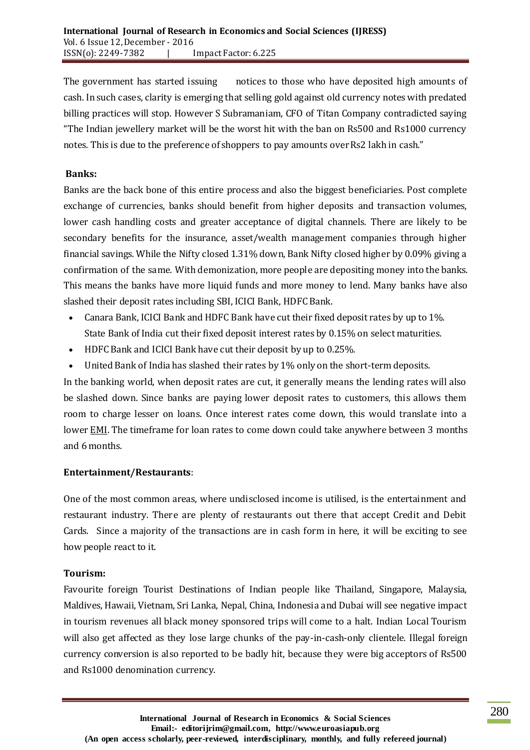The government has started issuing notices to those who have deposited high amounts of cash. In such cases, clarity is emerging that selling gold against old currency notes with predated billing practices will stop. However S Subramaniam, CFO of Titan Company contradicted saying "The Indian jewellery market will be the worst hit with the ban on Rs500 and Rs1000 currency notes. This is due to the preference of shoppers to pay amounts over Rs2 lakh in cash."

**Banks:**

Banks are the back bone of this entire process and also the biggest beneficiaries. Post complete exchange of currencies, banks should benefit from higher deposits and transaction volumes, lower cash handling costs and greater acceptance of digital channels. There are likely to be secondary benefits for the insurance, asset/wealth management companies through higher financial savings. While the Nifty closed 1.31% down, Bank Nifty closed higher by 0.09% giving a confirmation of the same. With demonization, more people are depositing money into the banks. This means the banks have more liquid funds and more money to lend. Many banks have also slashed their deposit rates including SBI, ICICI Bank, HDFC Bank.

- Canara Bank, ICICI Bank and HDFC Bank have cut their fixed deposit rates by up to 1%. State Bank of India cut their fixed deposit interest rates by 0.15% on select maturities.
- HDFC Bank and ICICI Bank have cut their deposit by up to 0.25%.
- United Bank of India has slashed their rates by 1% only on the short-term deposits.

In the banking world, when deposit rates are cut, it generally means the lending rates will also be slashed down. Since banks are paying lower deposit rates to customers, this allows them room to charge lesser on loans. Once interest rates come down, this would translate into a lower EMI. The timeframe for loan rates to come down could take anywhere between 3 months and 6 months.

**Entertainment/Restaurants**:

One of the most common areas, where undisclosed income is utilised, is the entertainment and restaurant industry. There are plenty of restaurants out there that accept Credit and Debit Cards. Since a majority of the transactions are in cash form in here, it will be exciting to see how people react to it.

**Tourism:**

Favourite foreign Tourist Destinations of Indian people like Thailand, Singapore, Malaysia, Maldives, Hawaii, Vietnam, Sri Lanka, Nepal, China, Indonesia and Dubai will see negative impact in tourism revenues all black money sponsored trips will come to a halt. Indian Local Tourism will also get affected as they lose large chunks of the pay-in-cash-only clientele. Illegal foreign currency conversion is also reported to be badly hit, because they were big acceptors of Rs500 and Rs1000 denomination currency.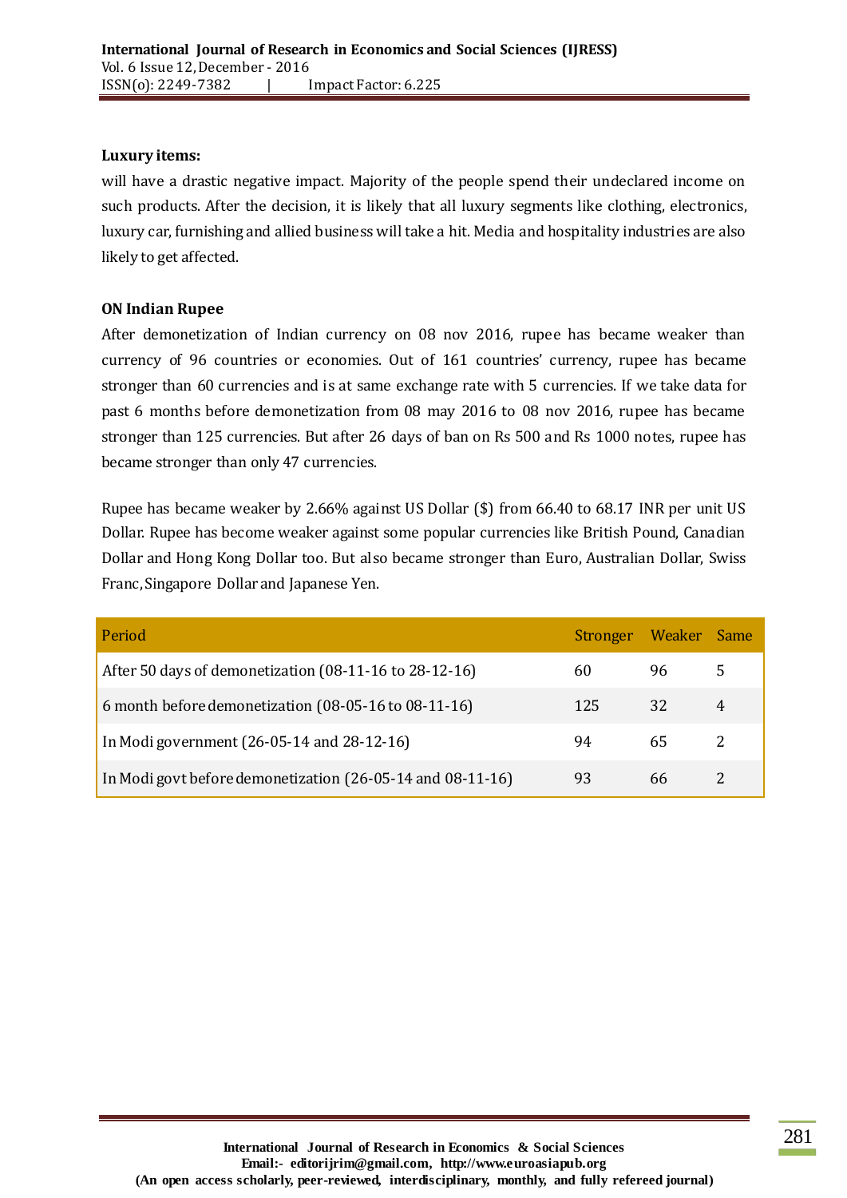**Luxury items:**

will have a drastic negative impact. Majority of the people spend their undeclared income on such products. After the decision, it is likely that all luxury segments like clothing, electronics, luxury car, furnishing and allied business will take a hit. Media and hospitality industries are also likely to get affected.

**ON Indian Rupee**

After demonetization of Indian currency on 08 nov 2016, rupee has became weaker than currency of 96 countries or economies. Out of 161 countries' currency, rupee has became stronger than 60 currencies and is at same exchange rate with 5 currencies. If we take data for past 6 months before demonetization from 08 may 2016 to 08 nov 2016, rupee has became stronger than 125 currencies. But after 26 days of ban on Rs 500 and Rs 1000 notes, rupee has became stronger than only 47 currencies.

Rupee has became weaker by 2.66% against US Dollar ($) from 66.40 to 68.17 INR per unit US Dollar. Rupee has become weaker against some popular currencies like British Pound, Canadian Dollar and Hong Kong Dollar too. But also became stronger than Euro, Australian Dollar, Swiss Franc, Singapore Dollar and Japanese Yen.

| Period | Stronger | Weaker | Same |
|---|---|---|---|
| After 50 days of demonetization (08-11-16 to 28-12-16) | 60 | 96 | 5 |
| 6 month before demonetization (08-05-16 to 08-11-16) | 125 | 32 | 4 |
| In Modi government (26-05-14 and 28-12-16) | 94 | 65 | 2 |
| In Modi govt before demonetization (26-05-14 and 08-11-16) | 93 | 66 | 2 |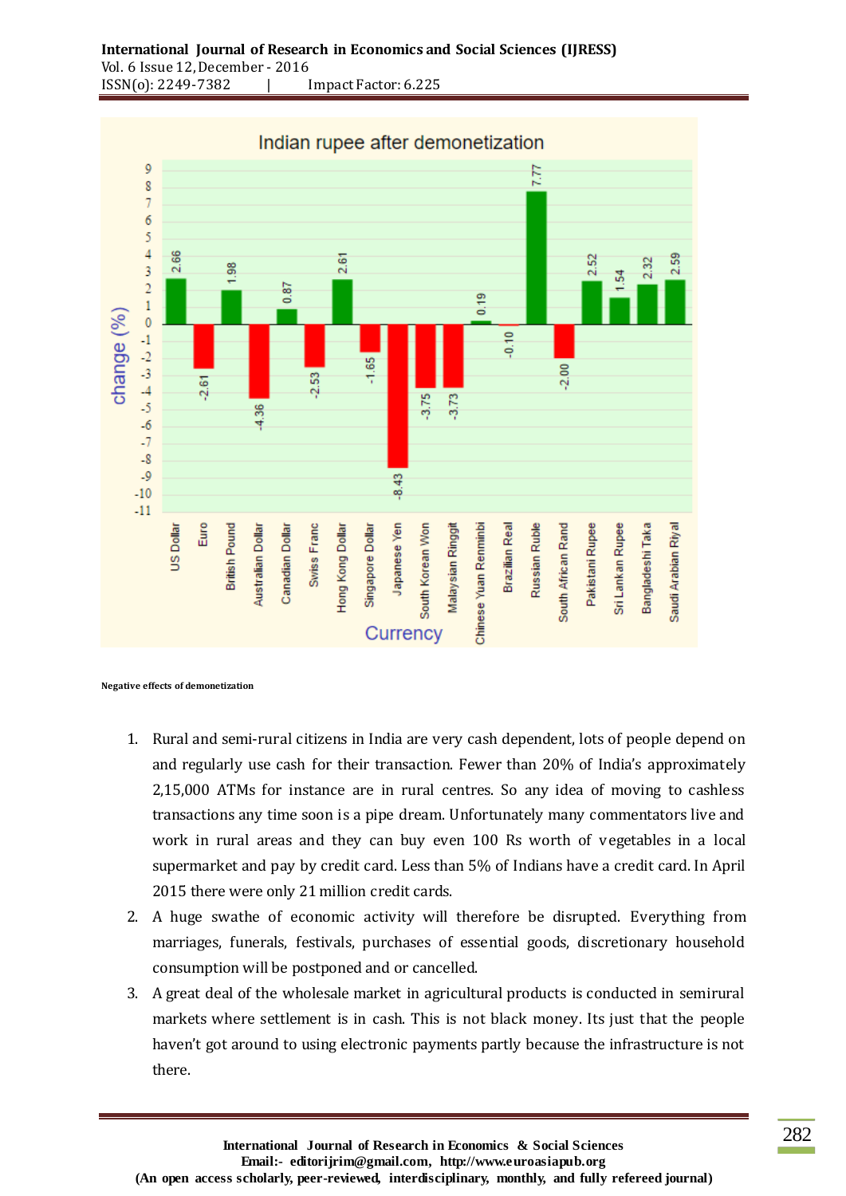**Indian rupee after demonetization**

| Currency | change (%) |
|---|---|
| US Dollar | 2.66 |
| Euro | -2.61 |
| British Pound | 1.98 |
| Australian Dollar | -4.36 |
| Canadian Dollar | 0.87 |
| Swiss Franc | -2.53 |
| Hong Kong Dollar | 2.61 |
| Singapore Dollar | -1.65 |
| Japanese Yen | -8.43 |
| South Korean Won | -3.75 |
| Malaysian Ringgit | -3.73 |
| Chinese Yuan Renminbi | 0.19 |
| Brazilian Real | -0.10 |
| Russian Ruble | 7.77 |
| South African Rand | -2.00 |
| Pakistani Rupee | 2.52 |
| Sri Lankan Rupee | 1.54 |
| Bangladeshi Taka | 2.32 |
| Saudi Arabian Riyal | 2.59 |

**Negative effects of demonetization**

1. Rural and semi-rural citizens in India are very cash dependent, lots of people depend on and regularly use cash for their transaction. Fewer than 20% of India's approximately 2,15,000 ATMs for instance are in rural centres. So any idea of moving to cashless transactions any time soon is a pipe dream. Unfortunately many commentators live and work in rural areas and they can buy even 100 Rs worth of vegetables in a local supermarket and pay by credit card. Less than 5% of Indians have a credit card. In April 2015 there were only 21 million credit cards.
2. A huge swathe of economic activity will therefore be disrupted. Everything from marriages, funerals, festivals, purchases of essential goods, discretionary household consumption will be postponed and or cancelled.
3. A great deal of the wholesale market in agricultural products is conducted in semirural markets where settlement is in cash. This is not black money. Its just that the people haven't got around to using electronic payments partly because the infrastructure is not there.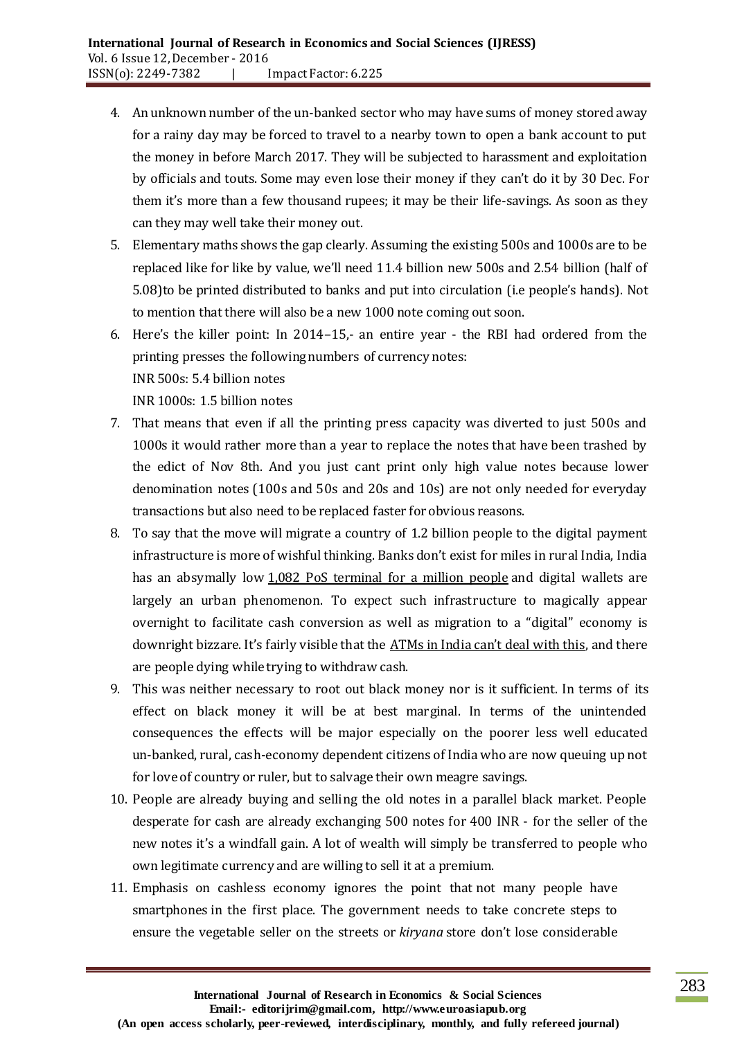4. An unknown number of the un-banked sector who may have sums of money stored away for a rainy day may be forced to travel to a nearby town to open a bank account to put the money in before March 2017. They will be subjected to harassment and exploitation by officials and touts. Some may even lose their money if they can't do it by 30 Dec. For them it's more than a few thousand rupees; it may be their life-savings. As soon as they can they may well take their money out.
5. Elementary maths shows the gap clearly. Assuming the existing 500s and 1000s are to be replaced like for like by value, we'll need 11.4 billion new 500s and 2.54 billion (half of 5.08)to be printed distributed to banks and put into circulation (i.e people's hands). Not to mention that there will also be a new 1000 note coming out soon.
6. Here's the killer point: In 2014–15,- an entire year - the RBI had ordered from the printing presses the following numbers of currency notes:
   INR 500s: 5.4 billion notes
   INR 1000s: 1.5 billion notes
7. That means that even if all the printing press capacity was diverted to just 500s and 1000s it would rather more than a year to replace the notes that have been trashed by the edict of Nov 8th. And you just cant print only high value notes because lower denomination notes (100s and 50s and 20s and 10s) are not only needed for everyday transactions but also need to be replaced faster for obvious reasons.
8. To say that the move will migrate a country of 1.2 billion people to the digital payment infrastructure is more of wishful thinking. Banks don't exist for miles in rural India, India has an absymally low 1,082 PoS terminal for a million people and digital wallets are largely an urban phenomenon. To expect such infrastructure to magically appear overnight to facilitate cash conversion as well as migration to a "digital" economy is downright bizzare. It's fairly visible that the ATMs in India can't deal with this, and there are people dying while trying to withdraw cash.
9. This was neither necessary to root out black money nor is it sufficient. In terms of its effect on black money it will be at best marginal. In terms of the unintended consequences the effects will be major especially on the poorer less well educated un-banked, rural, cash-economy dependent citizens of India who are now queuing up not for love of country or ruler, but to salvage their own meagre savings.
10. People are already buying and selling the old notes in a parallel black market. People desperate for cash are already exchanging 500 notes for 400 INR - for the seller of the new notes it's a windfall gain. A lot of wealth will simply be transferred to people who own legitimate currency and are willing to sell it at a premium.
11. Emphasis on cashless economy ignores the point that not many people have smartphones in the first place. The government needs to take concrete steps to ensure the vegetable seller on the streets or *kiryana* store don't lose considerable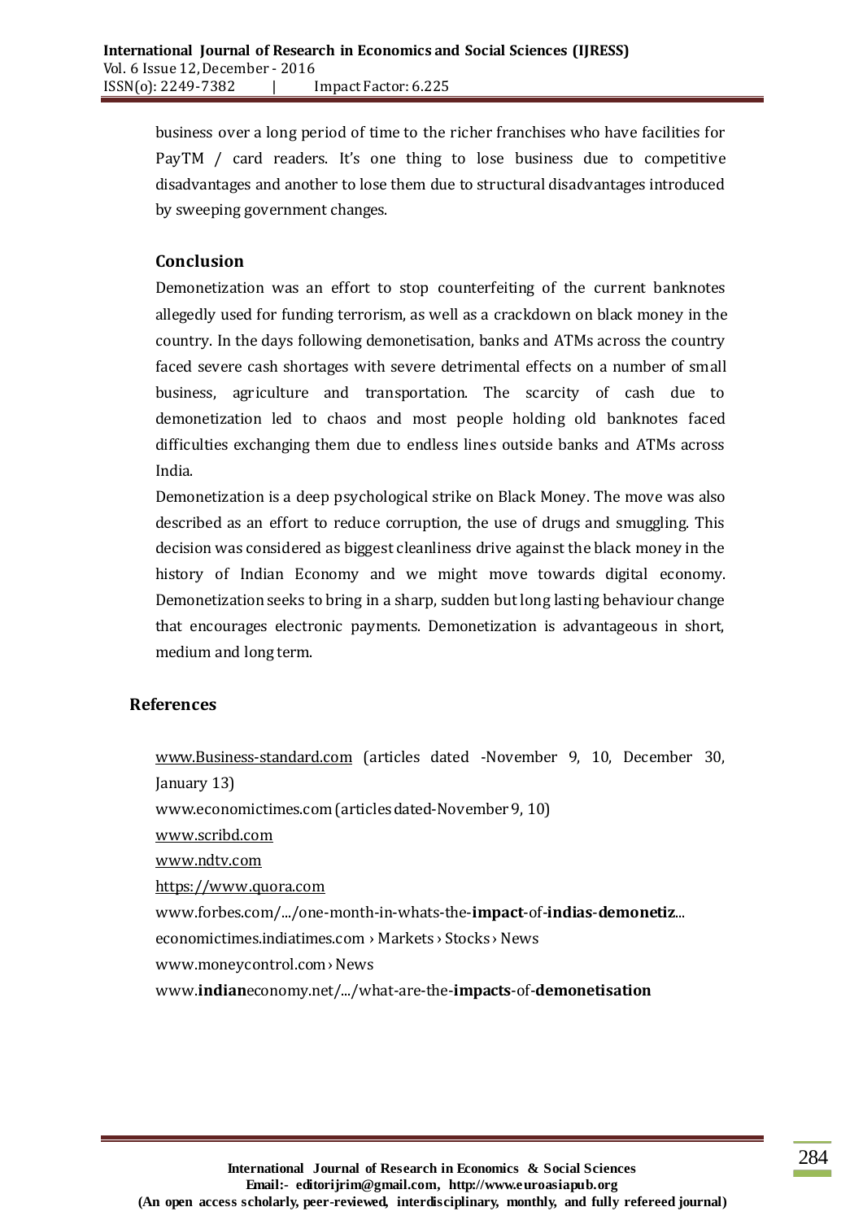business over a long period of time to the richer franchises who have facilities for PayTM / card readers. It's one thing to lose business due to competitive disadvantages and another to lose them due to structural disadvantages introduced by sweeping government changes.

## Conclusion

Demonetization was an effort to stop counterfeiting of the current banknotes allegedly used for funding terrorism, as well as a crackdown on black money in the country. In the days following demonetisation, banks and ATMs across the country faced severe cash shortages with severe detrimental effects on a number of small business, agriculture and transportation. The scarcity of cash due to demonetization led to chaos and most people holding old banknotes faced difficulties exchanging them due to endless lines outside banks and ATMs across India.

Demonetization is a deep psychological strike on Black Money. The move was also described as an effort to reduce corruption, the use of drugs and smuggling. This decision was considered as biggest cleanliness drive against the black money in the history of Indian Economy and we might move towards digital economy. Demonetization seeks to bring in a sharp, sudden but long lasting behaviour change that encourages electronic payments. Demonetization is advantageous in short, medium and long term.

## References

www.Business-standard.com (articles dated -November 9, 10, December 30, January 13)

www.economictimes.com (articles dated-November 9, 10)

www.scribd.com

www.ndtv.com

https://www.quora.com

www.forbes.com/.../one-month-in-whats-the-**impact**-of-**indias**-**demonetiz**...

economictimes.indiatimes.com › Markets › Stocks › News

www.moneycontrol.com › News

www.**indian**economy.net/.../what-are-the-**impacts**-of-**demonetisation**